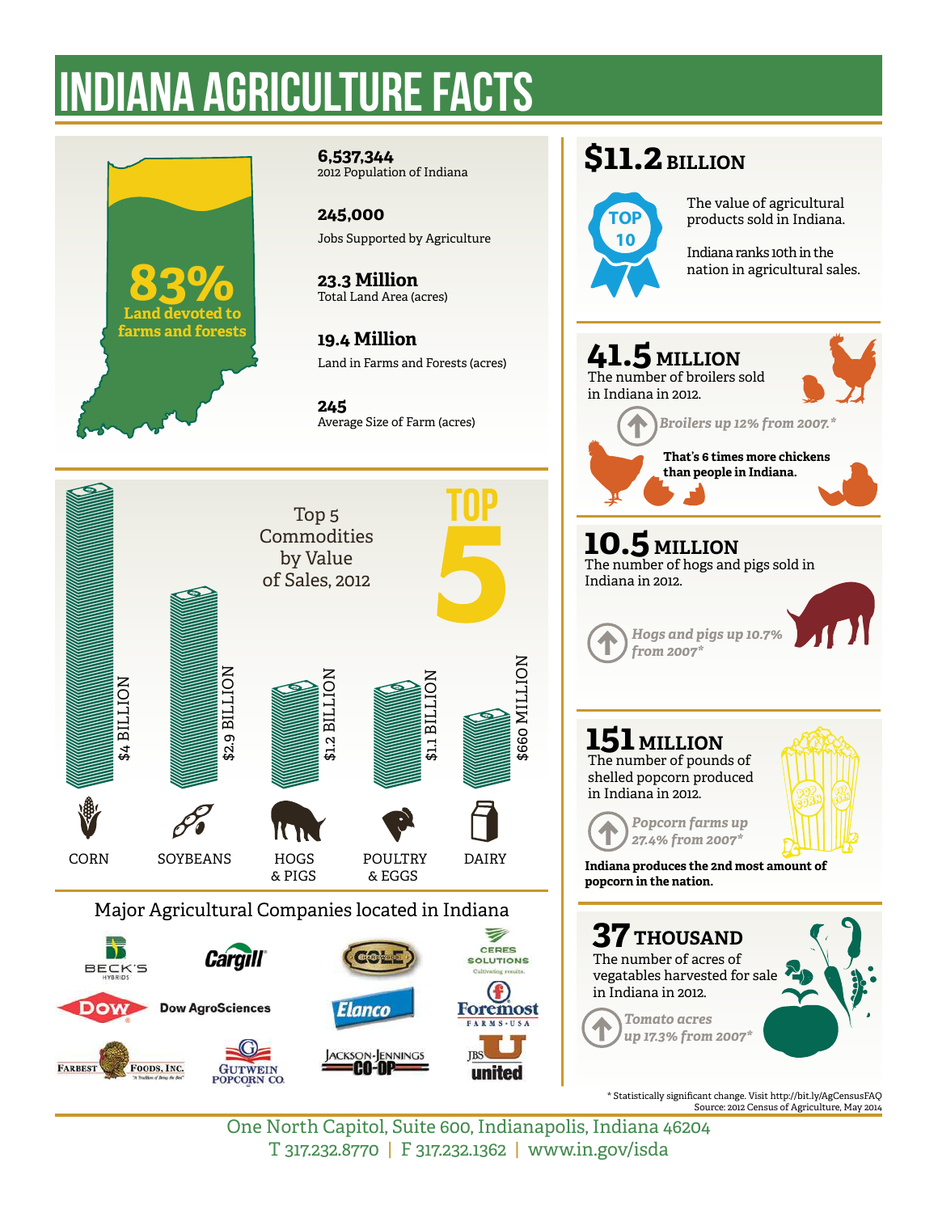# INDIANA AGRICULTURE FACTS

**83%**
Land devoted to farms and forests

**6,537,344**
2012 Population of Indiana

**245,000**
Jobs Supported by Agriculture

**23.3 Million**
Total Land Area (acres)

**19.4 Million**
Land in Farms and Forests (acres)

**245**
Average Size of Farm (acres)

## Top 5 Commodities by Value of Sales, 2012

| Commodity | Value |
|---|---|
| CORN | $4 BILLION |
| SOYBEANS | $2.9 BILLION |
| HOGS & PIGS | $1.2 BILLION |
| POULTRY & EGGS | $1.1 BILLION |
| DAIRY | $660 MILLION |

## Major Agricultural Companies located in Indiana

Beck's Hybrids, Cargill, Cole, Ceres Solutions, Dow, Dow AgroSciences, Elanco, Foremost Farms USA, Farbest Foods, Inc., Gutwein Popcorn Co., Jackson-Jennings Co-op, JBS United

## $11.2 BILLION

TOP 10

The value of agricultural products sold in Indiana.

Indiana ranks 10th in the nation in agricultural sales.

## 41.5 MILLION

The number of broilers sold in Indiana in 2012.

*Broilers up 12% from 2007.**

**That's 6 times more chickens than people in Indiana.**

## 10.5 MILLION

The number of hogs and pigs sold in Indiana in 2012.

*Hogs and pigs up 10.7% from 2007**

## 151 MILLION

The number of pounds of shelled popcorn produced in Indiana in 2012.

*Popcorn farms up 27.4% from 2007**

**Indiana produces the 2nd most amount of popcorn in the nation.**

## 37 THOUSAND

The number of acres of vegatables harvested for sale in Indiana in 2012.

*Tomato acres up 17.3% from 2007**

* Statistically significant change. Visit http://bit.ly/AgCensusFAQ
Source: 2012 Census of Agriculture, May 2014

One North Capitol, Suite 600, Indianapolis, Indiana 46204
T 317.232.8770 | F 317.232.1362 | www.in.gov/isda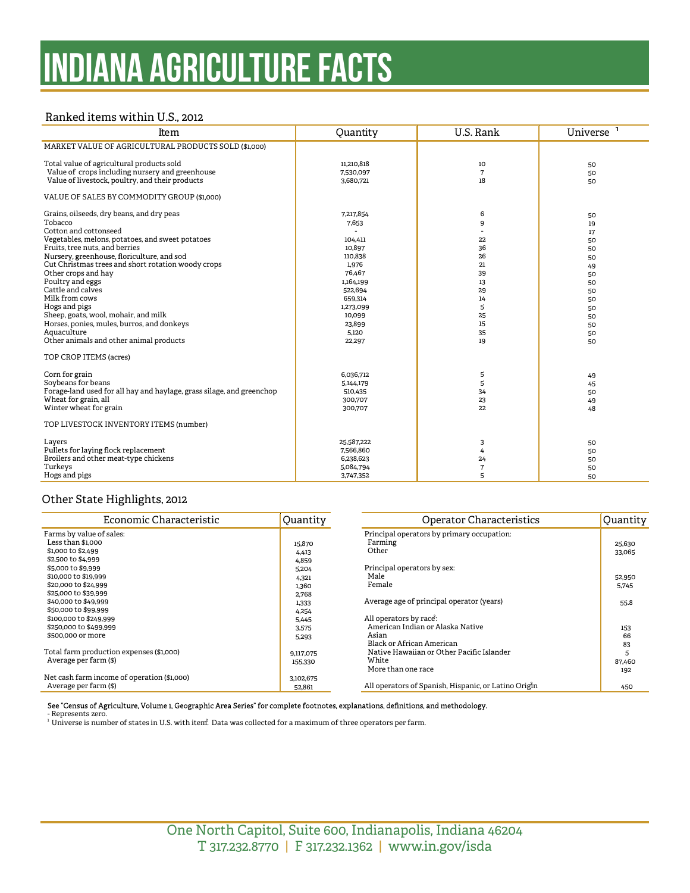# INDIANA AGRICULTURE FACTS

## Ranked items within U.S., 2012

| Item | Quantity | U.S. Rank | Universe [1] |
|---|---|---|---|
| MARKET VALUE OF AGRICULTURAL PRODUCTS SOLD ($1,000) | | | |
| Total value of agricultural products sold | 11,210,818 | 10 | 50 |
| Value of crops including nursery and greenhouse | 7,530,097 | 7 | 50 |
| Value of livestock, poultry, and their products | 3,680,721 | 18 | 50 |
| VALUE OF SALES BY COMMODITY GROUP ($1,000) | | | |
| Grains, oilseeds, dry beans, and dry peas | 7,217,854 | 6 | 50 |
| Tobacco | 7,653 | 9 | 19 |
| Cotton and cottonseed | - | - | 17 |
| Vegetables, melons, potatoes, and sweet potatoes | 104,411 | 22 | 50 |
| Fruits, tree nuts, and berries | 10,897 | 36 | 50 |
| Nursery, greenhouse, floriculture, and sod | 110,838 | 26 | 50 |
| Cut Christmas trees and short rotation woody crops | 1,976 | 21 | 49 |
| Other crops and hay | 76,467 | 39 | 50 |
| Poultry and eggs | 1,164,199 | 13 | 50 |
| Cattle and calves | 522,694 | 29 | 50 |
| Milk from cows | 659,314 | 14 | 50 |
| Hogs and pigs | 1,273,099 | 5 | 50 |
| Sheep, goats, wool, mohair, and milk | 10,099 | 25 | 50 |
| Horses, ponies, mules, burros, and donkeys | 23,899 | 15 | 50 |
| Aquaculture | 5,120 | 35 | 50 |
| Other animals and other animal products | 22,297 | 19 | 50 |
| TOP CROP ITEMS (acres) | | | |
| Corn for grain | 6,036,712 | 5 | 49 |
| Soybeans for beans | 5,144,179 | 5 | 45 |
| Forage-land used for all hay and haylage, grass silage, and greenchop | 510,435 | 34 | 50 |
| Wheat for grain, all | 300,707 | 23 | 49 |
| Winter wheat for grain | 300,707 | 22 | 48 |
| TOP LIVESTOCK INVENTORY ITEMS (number) | | | |
| Layers | 25,587,222 | 3 | 50 |
| Pullets for laying flock replacement | 7,566,860 | 4 | 50 |
| Broilers and other meat-type chickens | 6,238,623 | 24 | 50 |
| Turkeys | 5,084,794 | 7 | 50 |
| Hogs and pigs | 3,747,352 | 5 | 50 |

## Other State Highlights, 2012

| Economic Characteristic | Quantity |
|---|---|
| Farms by value of sales: | |
| Less than $1,000 | 15,870 |
| $1,000 to $2,499 | 4,413 |
| $2,500 to $4,999 | 4,859 |
| $5,000 to $9,999 | 5,204 |
| $10,000 to $19,999 | 4,321 |
| $20,000 to $24,999 | 1,360 |
| $25,000 to $39,999 | 2,768 |
| $40,000 to $49,999 | 1,333 |
| $50,000 to $99,999 | 4,254 |
| $100,000 to $249,999 | 5,445 |
| $250,000 to $499,999 | 3,575 |
| $500,000 or more | 5,293 |
| Total farm production expenses ($1,000) | 9,117,075 |
| Average per farm ($) | 155,330 |
| Net cash farm income of operation ($1,000) | 3,102,675 |
| Average per farm ($) | 52,861 |

| Operator Characteristics | Quantity |
|---|---|
| Principal operators by primary occupation: | |
| Farming | 25,630 |
| Other | 33,065 |
| Principal operators by sex: | |
| Male | 52,950 |
| Female | 5,745 |
| Average age of principal operator (years) | 55.8 |
| All operators by race[2]: | |
| American Indian or Alaska Native | 153 |
| Asian | 66 |
| Black or African American | 83 |
| Native Hawaiian or Other Pacific Islander | 5 |
| White | 87,460 |
| More than one race | 192 |
| All operators of Spanish, Hispanic, or Latino Origin[2] | 450 |

See "Census of Agriculture, Volume 1, Geographic Area Series" for complete footnotes, explanations, definitions, and methodology.
- Represents zero.
[1] Universe is number of states in U.S. with item. [2] Data was collected for a maximum of three operators per farm.

One North Capitol, Suite 600, Indianapolis, Indiana 46204
T 317.232.8770 | F 317.232.1362 | www.in.gov/isda